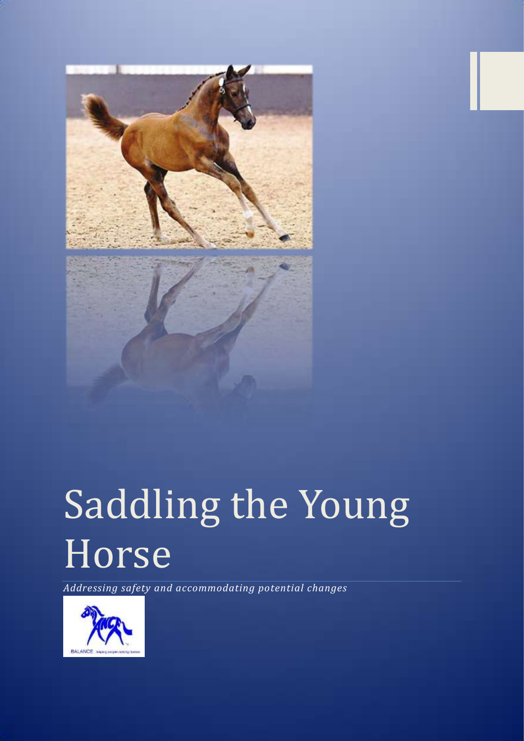# Saddling the Young Horse

*Addressing safety and accommodating potential changes*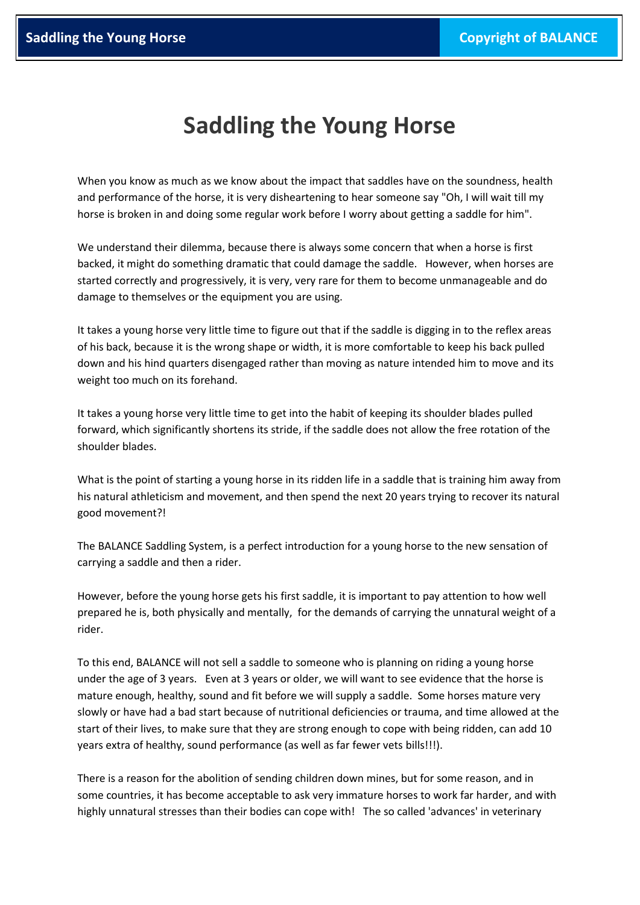# Saddling the Young Horse

When you know as much as we know about the impact that saddles have on the soundness, health and performance of the horse, it is very disheartening to hear someone say "Oh, I will wait till my horse is broken in and doing some regular work before I worry about getting a saddle for him".

We understand their dilemma, because there is always some concern that when a horse is first backed, it might do something dramatic that could damage the saddle. However, when horses are started correctly and progressively, it is very, very rare for them to become unmanageable and do damage to themselves or the equipment you are using.

It takes a young horse very little time to figure out that if the saddle is digging in to the reflex areas of his back, because it is the wrong shape or width, it is more comfortable to keep his back pulled down and his hind quarters disengaged rather than moving as nature intended him to move and its weight too much on its forehand.

It takes a young horse very little time to get into the habit of keeping its shoulder blades pulled forward, which significantly shortens its stride, if the saddle does not allow the free rotation of the shoulder blades.

What is the point of starting a young horse in its ridden life in a saddle that is training him away from his natural athleticism and movement, and then spend the next 20 years trying to recover its natural good movement?!

The BALANCE Saddling System, is a perfect introduction for a young horse to the new sensation of carrying a saddle and then a rider.

However, before the young horse gets his first saddle, it is important to pay attention to how well prepared he is, both physically and mentally, for the demands of carrying the unnatural weight of a rider.

To this end, BALANCE will not sell a saddle to someone who is planning on riding a young horse under the age of 3 years. Even at 3 years or older, we will want to see evidence that the horse is mature enough, healthy, sound and fit before we will supply a saddle. Some horses mature very slowly or have had a bad start because of nutritional deficiencies or trauma, and time allowed at the start of their lives, to make sure that they are strong enough to cope with being ridden, can add 10 years extra of healthy, sound performance (as well as far fewer vets bills!!!).

There is a reason for the abolition of sending children down mines, but for some reason, and in some countries, it has become acceptable to ask very immature horses to work far harder, and with highly unnatural stresses than their bodies can cope with! The so called 'advances' in veterinary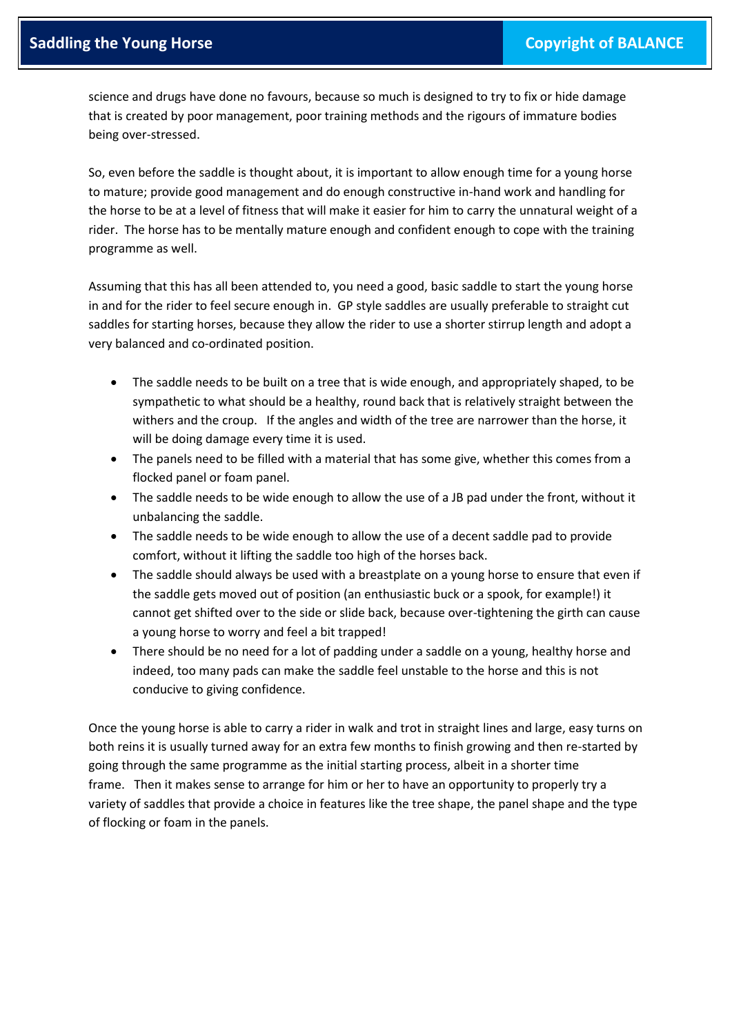science and drugs have done no favours, because so much is designed to try to fix or hide damage that is created by poor management, poor training methods and the rigours of immature bodies being over-stressed.

So, even before the saddle is thought about, it is important to allow enough time for a young horse to mature; provide good management and do enough constructive in-hand work and handling for the horse to be at a level of fitness that will make it easier for him to carry the unnatural weight of a rider. The horse has to be mentally mature enough and confident enough to cope with the training programme as well.

Assuming that this has all been attended to, you need a good, basic saddle to start the young horse in and for the rider to feel secure enough in. GP style saddles are usually preferable to straight cut saddles for starting horses, because they allow the rider to use a shorter stirrup length and adopt a very balanced and co-ordinated position.

- The saddle needs to be built on a tree that is wide enough, and appropriately shaped, to be sympathetic to what should be a healthy, round back that is relatively straight between the withers and the croup. If the angles and width of the tree are narrower than the horse, it will be doing damage every time it is used.
- The panels need to be filled with a material that has some give, whether this comes from a flocked panel or foam panel.
- The saddle needs to be wide enough to allow the use of a JB pad under the front, without it unbalancing the saddle.
- The saddle needs to be wide enough to allow the use of a decent saddle pad to provide comfort, without it lifting the saddle too high of the horses back.
- The saddle should always be used with a breastplate on a young horse to ensure that even if the saddle gets moved out of position (an enthusiastic buck or a spook, for example!) it cannot get shifted over to the side or slide back, because over-tightening the girth can cause a young horse to worry and feel a bit trapped!
- There should be no need for a lot of padding under a saddle on a young, healthy horse and indeed, too many pads can make the saddle feel unstable to the horse and this is not conducive to giving confidence.

Once the young horse is able to carry a rider in walk and trot in straight lines and large, easy turns on both reins it is usually turned away for an extra few months to finish growing and then re-started by going through the same programme as the initial starting process, albeit in a shorter time frame. Then it makes sense to arrange for him or her to have an opportunity to properly try a variety of saddles that provide a choice in features like the tree shape, the panel shape and the type of flocking or foam in the panels.